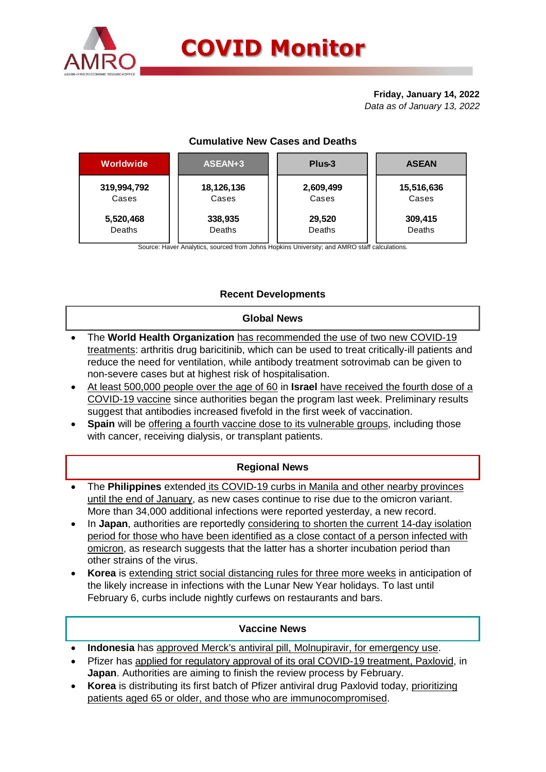# COVID Monitor

**Friday, January 14, 2022**
*Data as of January 13, 2022*

### Cumulative New Cases and Deaths

| Worldwide | ASEAN+3 | Plus-3 | ASEAN |
|---|---|---|---|
| **319,994,792** Cases | **18,126,136** Cases | **2,609,499** Cases | **15,516,636** Cases |
| **5,520,468** Deaths | **338,935** Deaths | **29,520** Deaths | **309,415** Deaths |

Source: Haver Analytics, sourced from Johns Hopkins University; and AMRO staff calculations.

## Recent Developments

### Global News

- The **World Health Organization** has recommended the use of two new COVID-19 treatments: arthritis drug baricitinib, which can be used to treat critically-ill patients and reduce the need for ventilation, while antibody treatment sotrovimab can be given to non-severe cases but at highest risk of hospitalisation.
- At least 500,000 people over the age of 60 in **Israel** have received the fourth dose of a COVID-19 vaccine since authorities began the program last week. Preliminary results suggest that antibodies increased fivefold in the first week of vaccination.
- **Spain** will be offering a fourth vaccine dose to its vulnerable groups, including those with cancer, receiving dialysis, or transplant patients.

### Regional News

- The **Philippines** extended its COVID-19 curbs in Manila and other nearby provinces until the end of January, as new cases continue to rise due to the omicron variant. More than 34,000 additional infections were reported yesterday, a new record.
- In **Japan**, authorities are reportedly considering to shorten the current 14-day isolation period for those who have been identified as a close contact of a person infected with omicron, as research suggests that the latter has a shorter incubation period than other strains of the virus.
- **Korea** is extending strict social distancing rules for three more weeks in anticipation of the likely increase in infections with the Lunar New Year holidays. To last until February 6, curbs include nightly curfews on restaurants and bars.

### Vaccine News

- **Indonesia** has approved Merck's antiviral pill, Molnupiravir, for emergency use.
- Pfizer has applied for regulatory approval of its oral COVID-19 treatment, Paxlovid, in **Japan**. Authorities are aiming to finish the review process by February.
- **Korea** is distributing its first batch of Pfizer antiviral drug Paxlovid today, prioritizing patients aged 65 or older, and those who are immunocompromised.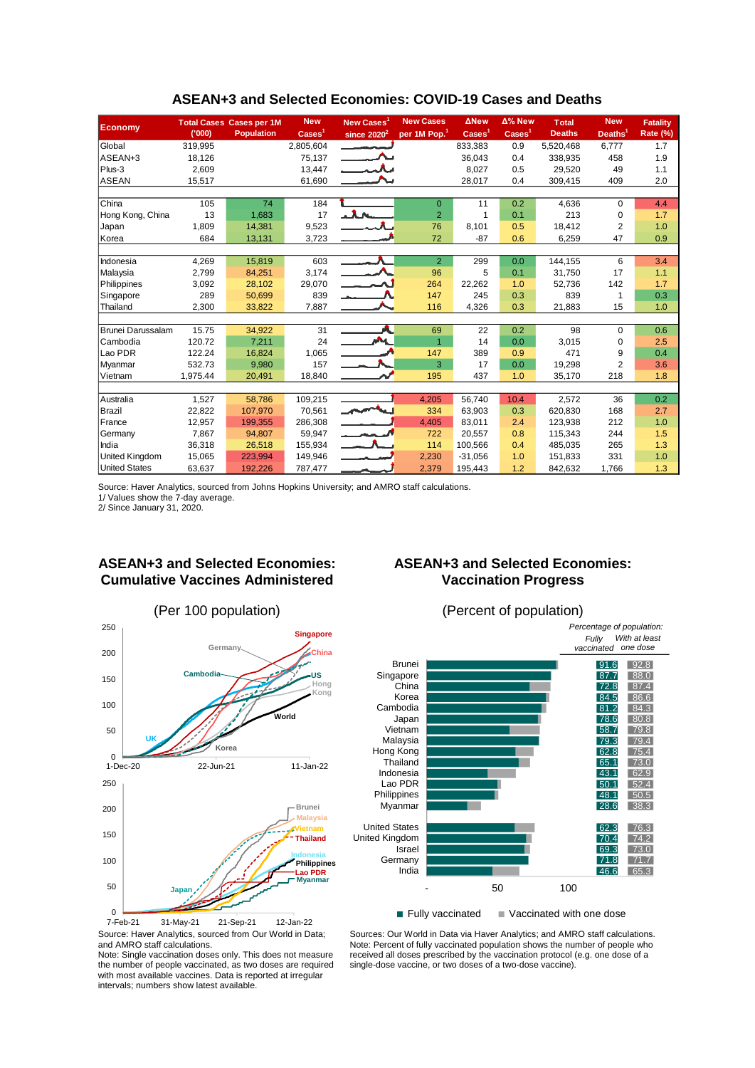## ASEAN+3 and Selected Economies: COVID-19 Cases and Deaths

| Economy | Total Cases ('000) | Cases per 1M Population | New Cases[1] | New Cases[1] since 2020[2] | New Cases per 1M Pop.[1] | ΔNew Cases[1] | Δ% New Cases[1] | Total Deaths | New Deaths[1] | Fatality Rate (%) |
|---|---|---|---|---|---|---|---|---|---|---|
| Global | 319,995 | | 2,805,604 | | | 833,383 | 0.9 | 5,520,468 | 6,777 | 1.7 |
| ASEAN+3 | 18,126 | | 75,137 | | | 36,043 | 0.4 | 338,935 | 458 | 1.9 |
| Plus-3 | 2,609 | | 13,447 | | | 8,027 | 0.5 | 29,520 | 49 | 1.1 |
| ASEAN | 15,517 | | 61,690 | | | 28,017 | 0.4 | 309,415 | 409 | 2.0 |
| | | | | | | | | | | |
| China | 105 | 74 | 184 | | 0 | 11 | 0.2 | 4,636 | 0 | 4.4 |
| Hong Kong, China | 13 | 1,683 | 17 | | 2 | 1 | 0.1 | 213 | 0 | 1.7 |
| Japan | 1,809 | 14,381 | 9,523 | | 76 | 8,101 | 0.5 | 18,412 | 2 | 1.0 |
| Korea | 684 | 13,131 | 3,723 | | 72 | -87 | 0.6 | 6,259 | 47 | 0.9 |
| | | | | | | | | | | |
| Indonesia | 4,269 | 15,819 | 603 | | 2 | 299 | 0.0 | 144,155 | 6 | 3.4 |
| Malaysia | 2,799 | 84,251 | 3,174 | | 96 | 5 | 0.1 | 31,750 | 17 | 1.1 |
| Philippines | 3,092 | 28,102 | 29,070 | | 264 | 22,262 | 1.0 | 52,736 | 142 | 1.7 |
| Singapore | 289 | 50,699 | 839 | | 147 | 245 | 0.3 | 839 | 1 | 0.3 |
| Thailand | 2,300 | 33,822 | 7,887 | | 116 | 4,326 | 0.3 | 21,883 | 15 | 1.0 |
| | | | | | | | | | | |
| Brunei Darussalam | 15.75 | 34,922 | 31 | | 69 | 22 | 0.2 | 98 | 0 | 0.6 |
| Cambodia | 120.72 | 7,211 | 24 | | 1 | 14 | 0.0 | 3,015 | 0 | 2.5 |
| Lao PDR | 122.24 | 16,824 | 1,065 | | 147 | 389 | 0.9 | 471 | 9 | 0.4 |
| Myanmar | 532.73 | 9,980 | 157 | | 3 | 17 | 0.0 | 19,298 | 2 | 3.6 |
| Vietnam | 1,975.44 | 20,491 | 18,840 | | 195 | 437 | 1.0 | 35,170 | 218 | 1.8 |
| | | | | | | | | | | |
| Australia | 1,527 | 58,786 | 109,215 | | 4,205 | 56,740 | 10.4 | 2,572 | 36 | 0.2 |
| Brazil | 22,822 | 107,970 | 70,561 | | 334 | 63,903 | 0.3 | 620,830 | 168 | 2.7 |
| France | 12,957 | 199,355 | 286,308 | | 4,405 | 83,011 | 2.4 | 123,938 | 212 | 1.0 |
| Germany | 7,867 | 94,807 | 59,947 | | 722 | 20,557 | 0.8 | 115,343 | 244 | 1.5 |
| India | 36,318 | 26,518 | 155,934 | | 114 | 100,566 | 0.4 | 485,035 | 265 | 1.3 |
| United Kingdom | 15,065 | 223,994 | 149,946 | | 2,230 | -31,056 | 1.0 | 151,833 | 331 | 1.0 |
| United States | 63,637 | 192,226 | 787,477 | | 2,379 | 195,443 | 1.2 | 842,632 | 1,766 | 1.3 |

Source: Haver Analytics, sourced from Johns Hopkins University; and AMRO staff calculations.
1/ Values show the 7-day average.
2/ Since January 31, 2020.

## ASEAN+3 and Selected Economies: Cumulative Vaccines Administered

(Per 100 population)

Source: Haver Analytics, sourced from Our World in Data; and AMRO staff calculations.
Note: Single vaccination doses only. This does not measure the number of people vaccinated, as two doses are required with most available vaccines. Data is reported at irregular intervals; numbers show latest available.

## ASEAN+3 and Selected Economies: Vaccination Progress

(Percent of population)

| Economy | Fully vaccinated | With at least one dose |
|---|---|---|
| Brunei | 91.6 | 92.8 |
| Singapore | 87.7 | 88.0 |
| China | 72.8 | 87.4 |
| Korea | 84.5 | 86.6 |
| Cambodia | 81.2 | 84.3 |
| Japan | 78.6 | 80.8 |
| Vietnam | 58.7 | 79.8 |
| Malaysia | 79.3 | 79.4 |
| Hong Kong | 62.8 | 75.4 |
| Thailand | 65.1 | 73.0 |
| Indonesia | 43.1 | 62.9 |
| Lao PDR | 50.1 | 52.4 |
| Philippines | 48.1 | 50.5 |
| Myanmar | 28.6 | 38.3 |
| United States | 62.3 | 76.3 |
| United Kingdom | 70.4 | 74.2 |
| Israel | 69.3 | 73.0 |
| Germany | 71.8 | 71.7 |
| India | 46.6 | 65.3 |

Sources: Our World in Data via Haver Analytics; and AMRO staff calculations.
Note: Percent of fully vaccinated population shows the number of people who received all doses prescribed by the vaccination protocol (e.g. one dose of a single-dose vaccine, or two doses of a two-dose vaccine).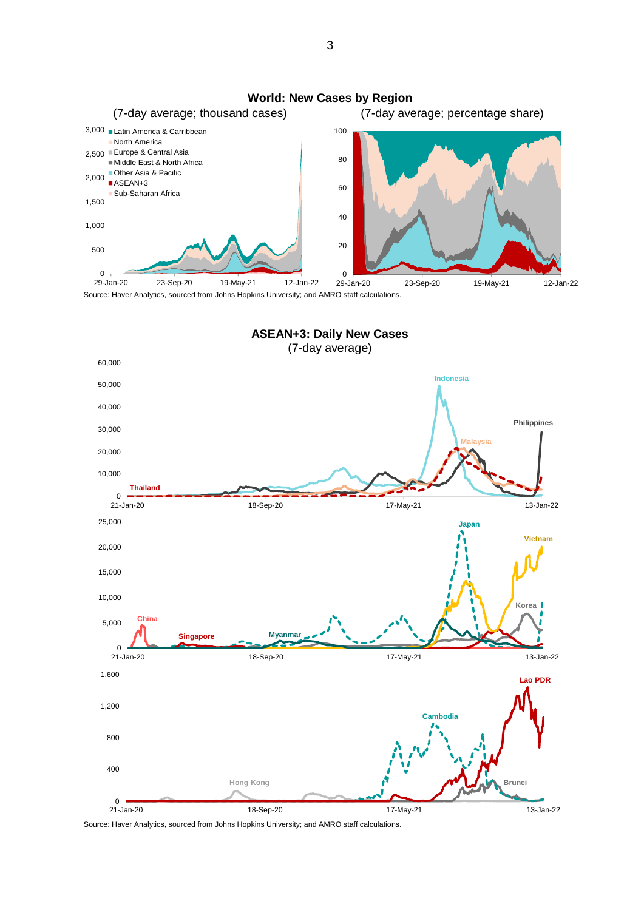**World: New Cases by Region**

(7-day average; thousand cases) (7-day average; percentage share)

Source: Haver Analytics, sourced from Johns Hopkins University; and AMRO staff calculations.

**ASEAN+3: Daily New Cases**

(7-day average)

Source: Haver Analytics, sourced from Johns Hopkins University; and AMRO staff calculations.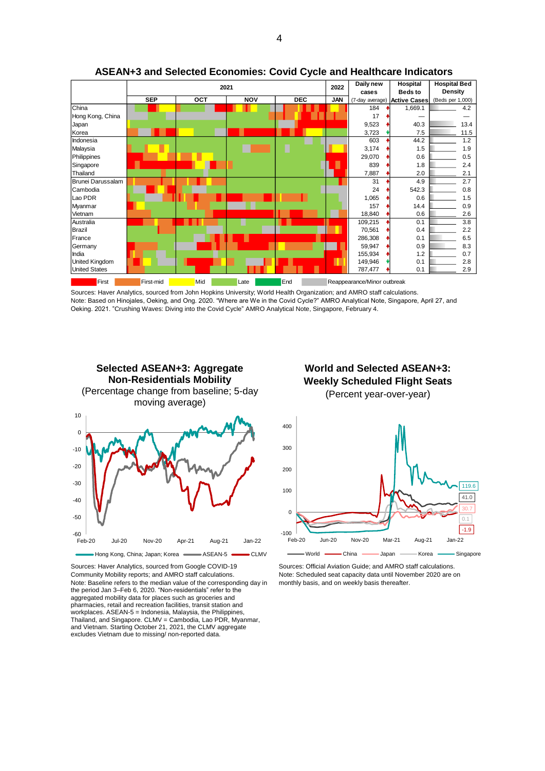## ASEAN+3 and Selected Economies: Covid Cycle and Healthcare Indicators

| | 2021 SEP | 2021 OCT | 2021 NOV | 2021 DEC | 2022 JAN | Daily new cases (7-day average) | Hospital Beds to Active Cases | Hospital Bed Density (Beds per 1,000) |
|---|---|---|---|---|---|---|---|---|
| China | | | | | | 184 ↑ | 1,669.1 | 4.2 |
| Hong Kong, China | | | | | | 17 ↑ | — | — |
| Japan | | | | | | 9,523 ↑ | 40.3 | 13.4 |
| Korea | | | | | | 3,723 ↓ | 7.5 | 11.5 |
| Indonesia | | | | | | 603 ↑ | 44.2 | 1.2 |
| Malaysia | | | | | | 3,174 ↑ | 1.5 | 1.9 |
| Philippines | | | | | | 29,070 ↑ | 0.6 | 0.5 |
| Singapore | | | | | | 839 ↑ | 1.8 | 2.4 |
| Thailand | | | | | | 7,887 ↑ | 2.0 | 2.1 |
| Brunei Darussalam | | | | | | 31 ↑ | 4.9 | 2.7 |
| Cambodia | | | | | | 24 ↑ | 542.3 | 0.8 |
| Lao PDR | | | | | | 1,065 ↑ | 0.6 | 1.5 |
| Myanmar | | | | | | 157 ↑ | 14.4 | 0.9 |
| Vietnam | | | | | | 18,840 ↑ | 0.6 | 2.6 |
| Australia | | | | | | 109,215 ↑ | 0.1 | 3.8 |
| Brazil | | | | | | 70,561 ↑ | 0.4 | 2.2 |
| France | | | | | | 286,308 ↑ | 0.1 | 6.5 |
| Germany | | | | | | 59,947 ↑ | 0.9 | 8.3 |
| India | | | | | | 155,934 ↑ | 1.2 | 0.7 |
| United Kingdom | | | | | | 149,946 ↓ | 0.1 | 2.8 |
| United States | | | | | | 787,477 ↑ | 0.1 | 2.9 |

First | First-mid | Mid | Late | End | Reappearance/Minor outbreak

Sources: Haver Analytics, sourced from John Hopkins University; World Health Organization; and AMRO staff calculations.
Note: Based on Hinojales, Oeking, and Ong. 2020. "Where are We in the Covid Cycle?" AMRO Analytical Note, Singapore, April 27, and Oeking. 2021. "Crushing Waves: Diving into the Covid Cycle" AMRO Analytical Note, Singapore, February 4.

### Selected ASEAN+3: Aggregate Non-Residentials Mobility
(Percentage change from baseline; 5-day moving average)

10
0
-10
-20
-30
-40
-50
-60
Feb-20 Jul-20 Nov-20 Apr-21 Aug-21 Jan-22

Hong Kong, China; Japan; Korea — ASEAN-5 — CLMV

Sources: Haver Analytics, sourced from Google COVID-19 Community Mobility reports; and AMRO staff calculations.
Note: Baseline refers to the median value of the corresponding day in the period Jan 3–Feb 6, 2020. "Non-residentials" refer to the aggregated mobility data for places such as groceries and pharmacies, retail and recreation facilities, transit station and workplaces. ASEAN-5 = Indonesia, Malaysia, the Philippines, Thailand, and Singapore. CLMV = Cambodia, Lao PDR, Myanmar, and Vietnam. Starting October 21, 2021, the CLMV aggregate excludes Vietnam due to missing/ non-reported data.

### World and Selected ASEAN+3: Weekly Scheduled Flight Seats
(Percent year-over-year)

400
300
200
100
0
-100
Feb-20 Jun-20 Nov-20 Mar-21 Aug-21 Jan-22

119.6
41.0
30.7
0.1
-1.9

World — China — Japan — Korea — Singapore

Sources: Official Aviation Guide; and AMRO staff calculations.
Note: Scheduled seat capacity data until November 2020 are on monthly basis, and on weekly basis thereafter.